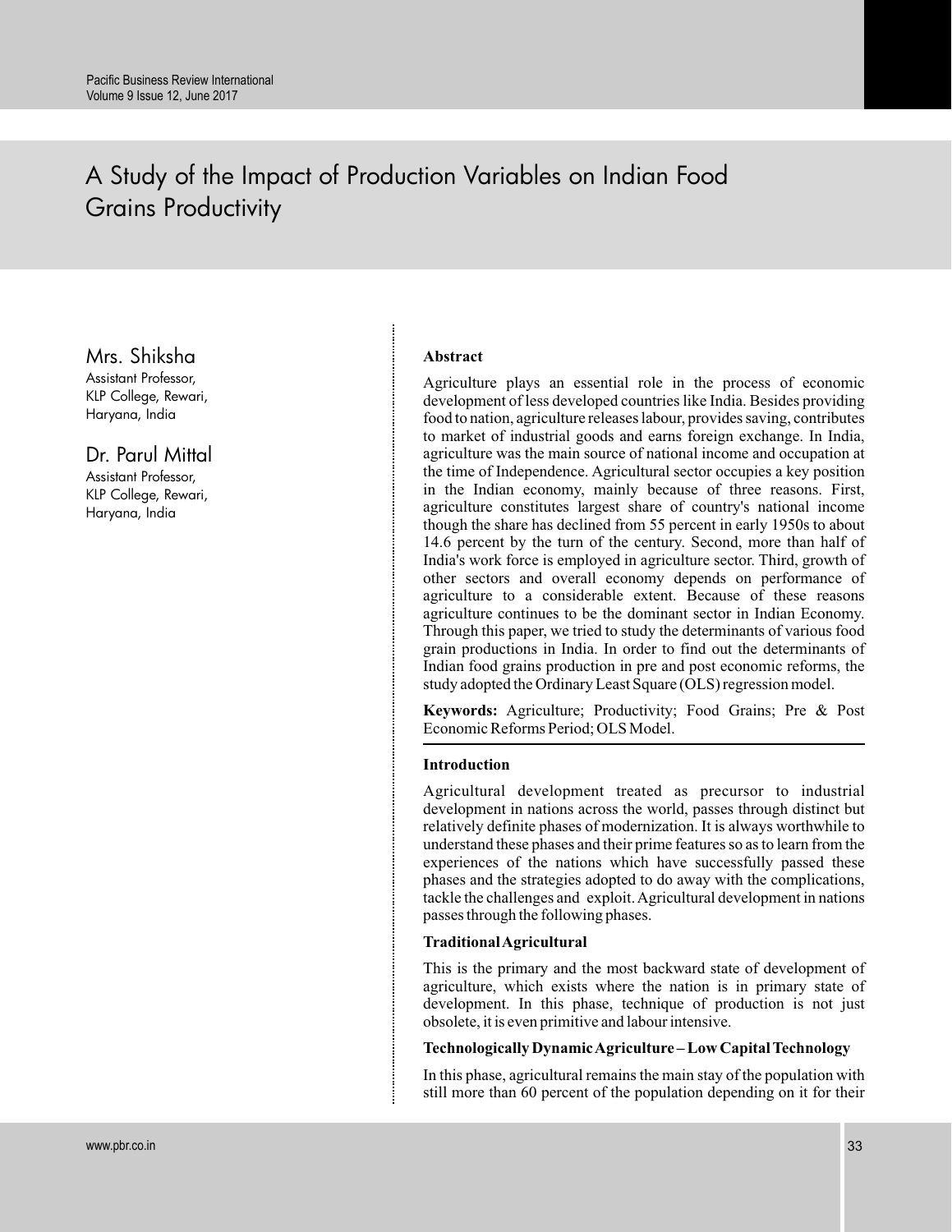# A Study of the Impact of Production Variables on Indian Food Grains Productivity

**Mrs. Shiksha**
Assistant Professor,
KLP College, Rewari,
Haryana, India

**Dr. Parul Mittal**
Assistant Professor,
KLP College, Rewari,
Haryana, India

## Abstract

Agriculture plays an essential role in the process of economic development of less developed countries like India. Besides providing food to nation, agriculture releases labour, provides saving, contributes to market of industrial goods and earns foreign exchange. In India, agriculture was the main source of national income and occupation at the time of Independence. Agricultural sector occupies a key position in the Indian economy, mainly because of three reasons. First, agriculture constitutes largest share of country's national income though the share has declined from 55 percent in early 1950s to about 14.6 percent by the turn of the century. Second, more than half of India's work force is employed in agriculture sector. Third, growth of other sectors and overall economy depends on performance of agriculture to a considerable extent. Because of these reasons agriculture continues to be the dominant sector in Indian Economy. Through this paper, we tried to study the determinants of various food grain productions in India. In order to find out the determinants of Indian food grains production in pre and post economic reforms, the study adopted the Ordinary Least Square (OLS) regression model.

**Keywords:** Agriculture; Productivity; Food Grains; Pre & Post Economic Reforms Period; OLS Model.

## Introduction

Agricultural development treated as precursor to industrial development in nations across the world, passes through distinct but relatively definite phases of modernization. It is always worthwhile to understand these phases and their prime features so as to learn from the experiences of the nations which have successfully passed these phases and the strategies adopted to do away with the complications, tackle the challenges and exploit. Agricultural development in nations passes through the following phases.

### Traditional Agricultural

This is the primary and the most backward state of development of agriculture, which exists where the nation is in primary state of development. In this phase, technique of production is not just obsolete, it is even primitive and labour intensive.

### Technologically Dynamic Agriculture – Low Capital Technology

In this phase, agricultural remains the main stay of the population with still more than 60 percent of the population depending on it for their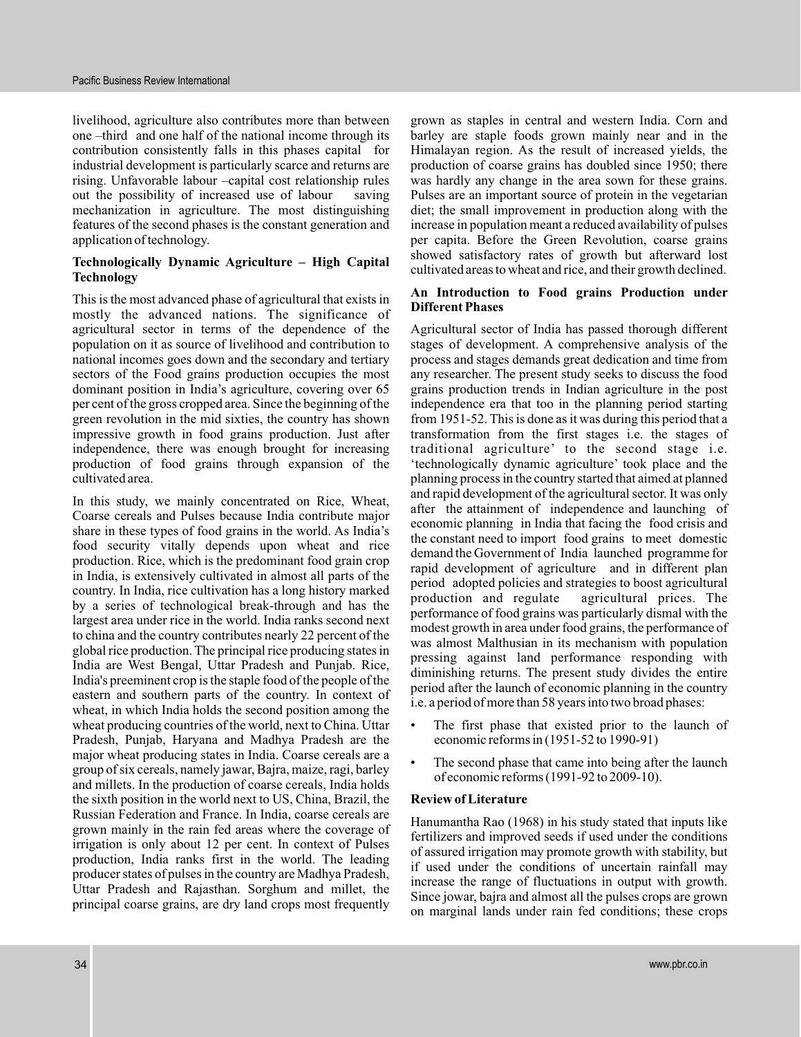livelihood, agriculture also contributes more than between one –third and one half of the national income through its contribution consistently falls in this phases capital for industrial development is particularly scarce and returns are rising. Unfavorable labour –capital cost relationship rules out the possibility of increased use of labour saving mechanization in agriculture. The most distinguishing features of the second phases is the constant generation and application of technology.

**Technologically Dynamic Agriculture – High Capital Technology**

This is the most advanced phase of agricultural that exists in mostly the advanced nations. The significance of agricultural sector in terms of the dependence of the population on it as source of livelihood and contribution to national incomes goes down and the secondary and tertiary sectors of the Food grains production occupies the most dominant position in India's agriculture, covering over 65 per cent of the gross cropped area. Since the beginning of the green revolution in the mid sixties, the country has shown impressive growth in food grains production. Just after independence, there was enough brought for increasing production of food grains through expansion of the cultivated area.

In this study, we mainly concentrated on Rice, Wheat, Coarse cereals and Pulses because India contribute major share in these types of food grains in the world. As India's food security vitally depends upon wheat and rice production. Rice, which is the predominant food grain crop in India, is extensively cultivated in almost all parts of the country. In India, rice cultivation has a long history marked by a series of technological break-through and has the largest area under rice in the world. India ranks second next to china and the country contributes nearly 22 percent of the global rice production. The principal rice producing states in India are West Bengal, Uttar Pradesh and Punjab. Rice, India's preeminent crop is the staple food of the people of the eastern and southern parts of the country. In context of wheat, in which India holds the second position among the wheat producing countries of the world, next to China. Uttar Pradesh, Punjab, Haryana and Madhya Pradesh are the major wheat producing states in India. Coarse cereals are a group of six cereals, namely jawar, Bajra, maize, ragi, barley and millets. In the production of coarse cereals, India holds the sixth position in the world next to US, China, Brazil, the Russian Federation and France. In India, coarse cereals are grown mainly in the rain fed areas where the coverage of irrigation is only about 12 per cent. In context of Pulses production, India ranks first in the world. The leading producer states of pulses in the country are Madhya Pradesh, Uttar Pradesh and Rajasthan. Sorghum and millet, the principal coarse grains, are dry land crops most frequently grown as staples in central and western India. Corn and barley are staple foods grown mainly near and in the Himalayan region. As the result of increased yields, the production of coarse grains has doubled since 1950; there was hardly any change in the area sown for these grains. Pulses are an important source of protein in the vegetarian diet; the small improvement in production along with the increase in population meant a reduced availability of pulses per capita. Before the Green Revolution, coarse grains showed satisfactory rates of growth but afterward lost cultivated areas to wheat and rice, and their growth declined.

**An Introduction to Food grains Production under Different Phases**

Agricultural sector of India has passed thorough different stages of development. A comprehensive analysis of the process and stages demands great dedication and time from any researcher. The present study seeks to discuss the food grains production trends in Indian agriculture in the post independence era that too in the planning period starting from 1951-52. This is done as it was during this period that a transformation from the first stages i.e. the stages of traditional agriculture' to the second stage i.e. 'technologically dynamic agriculture' took place and the planning process in the country started that aimed at planned and rapid development of the agricultural sector. It was only after the attainment of independence and launching of economic planning in India that facing the food crisis and the constant need to import food grains to meet domestic demand the Government of India launched programme for rapid development of agriculture and in different plan period adopted policies and strategies to boost agricultural production and regulate agricultural prices. The performance of food grains was particularly dismal with the modest growth in area under food grains, the performance of was almost Malthusian in its mechanism with population pressing against land performance responding with diminishing returns. The present study divides the entire period after the launch of economic planning in the country i.e. a period of more than 58 years into two broad phases:

- The first phase that existed prior to the launch of economic reforms in (1951-52 to 1990-91)
- The second phase that came into being after the launch of economic reforms (1991-92 to 2009-10).

**Review of Literature**

Hanumantha Rao (1968) in his study stated that inputs like fertilizers and improved seeds if used under the conditions of assured irrigation may promote growth with stability, but if used under the conditions of uncertain rainfall may increase the range of fluctuations in output with growth. Since jowar, bajra and almost all the pulses crops are grown on marginal lands under rain fed conditions; these crops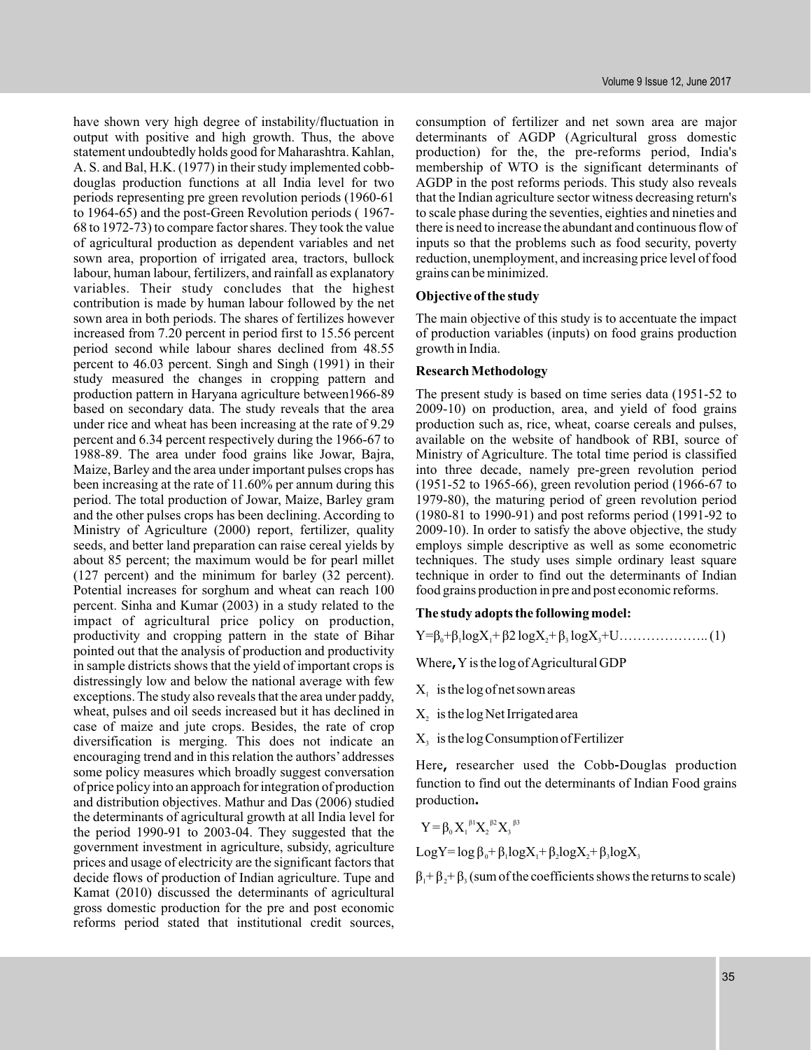have shown very high degree of instability/fluctuation in output with positive and high growth. Thus, the above statement undoubtedly holds good for Maharashtra. Kahlan, A. S. and Bal, H.K. (1977) in their study implemented cobb-douglas production functions at all India level for two periods representing pre green revolution periods (1960-61 to 1964-65) and the post-Green Revolution periods ( 1967-68 to 1972-73) to compare factor shares. They took the value of agricultural production as dependent variables and net sown area, proportion of irrigated area, tractors, bullock labour, human labour, fertilizers, and rainfall as explanatory variables. Their study concludes that the highest contribution is made by human labour followed by the net sown area in both periods. The shares of fertilizes however increased from 7.20 percent in period first to 15.56 percent period second while labour shares declined from 48.55 percent to 46.03 percent. Singh and Singh (1991) in their study measured the changes in cropping pattern and production pattern in Haryana agriculture between1966-89 based on secondary data. The study reveals that the area under rice and wheat has been increasing at the rate of 9.29 percent and 6.34 percent respectively during the 1966-67 to 1988-89. The area under food grains like Jowar, Bajra, Maize, Barley and the area under important pulses crops has been increasing at the rate of 11.60% per annum during this period. The total production of Jowar, Maize, Barley gram and the other pulses crops has been declining. According to Ministry of Agriculture (2000) report, fertilizer, quality seeds, and better land preparation can raise cereal yields by about 85 percent; the maximum would be for pearl millet (127 percent) and the minimum for barley (32 percent). Potential increases for sorghum and wheat can reach 100 percent. Sinha and Kumar (2003) in a study related to the impact of agricultural price policy on production, productivity and cropping pattern in the state of Bihar pointed out that the analysis of production and productivity in sample districts shows that the yield of important crops is distressingly low and below the national average with few exceptions. The study also reveals that the area under paddy, wheat, pulses and oil seeds increased but it has declined in case of maize and jute crops. Besides, the rate of crop diversification is merging. This does not indicate an encouraging trend and in this relation the authors' addresses some policy measures which broadly suggest conversation of price policy into an approach for integration of production and distribution objectives. Mathur and Das (2006) studied the determinants of agricultural growth at all India level for the period 1990-91 to 2003-04. They suggested that the government investment in agriculture, subsidy, agriculture prices and usage of electricity are the significant factors that decide flows of production of Indian agriculture. Tupe and Kamat (2010) discussed the determinants of agricultural gross domestic production for the pre and post economic reforms period stated that institutional credit sources, consumption of fertilizer and net sown area are major determinants of AGDP (Agricultural gross domestic production) for the, the pre-reforms period, India's membership of WTO is the significant determinants of AGDP in the post reforms periods. This study also reveals that the Indian agriculture sector witness decreasing return's to scale phase during the seventies, eighties and nineties and there is need to increase the abundant and continuous flow of inputs so that the problems such as food security, poverty reduction, unemployment, and increasing price level of food grains can be minimized.

**Objective of the study**

The main objective of this study is to accentuate the impact of production variables (inputs) on food grains production growth in India.

**Research Methodology**

The present study is based on time series data (1951-52 to 2009-10) on production, area, and yield of food grains production such as, rice, wheat, coarse cereals and pulses, available on the website of handbook of RBI, source of Ministry of Agriculture. The total time period is classified into three decade, namely pre-green revolution period (1951-52 to 1965-66), green revolution period (1966-67 to 1979-80), the maturing period of green revolution period (1980-81 to 1990-91) and post reforms period (1991-92 to 2009-10). In order to satisfy the above objective, the study employs simple descriptive as well as some econometric techniques. The study uses simple ordinary least square technique in order to find out the determinants of Indian food grains production in pre and post economic reforms.

**The study adopts the following model:**

$Y = \beta_0 + \beta_1 \log X_1 + \beta 2 \log X_2 + \beta_3 \log X_3 + U$……………….. (1)

Where, Y is the log of Agricultural GDP

$X_1$ is the log of net sown areas

$X_2$ is the log Net Irrigated area

$X_3$ is the log Consumption of Fertilizer

Here, researcher used the Cobb-Douglas production function to find out the determinants of Indian Food grains production.

$$Y = \beta_0 X_1^{\beta 1} X_2^{\beta 2} X_3^{\beta 3}$$

$$\text{Log}Y = \log \beta_0 + \beta_1 \log X_1 + \beta_2 \log X_2 + \beta_3 \log X_3$$

$\beta_1 + \beta_2 + \beta_3$ (sum of the coefficients shows the returns to scale)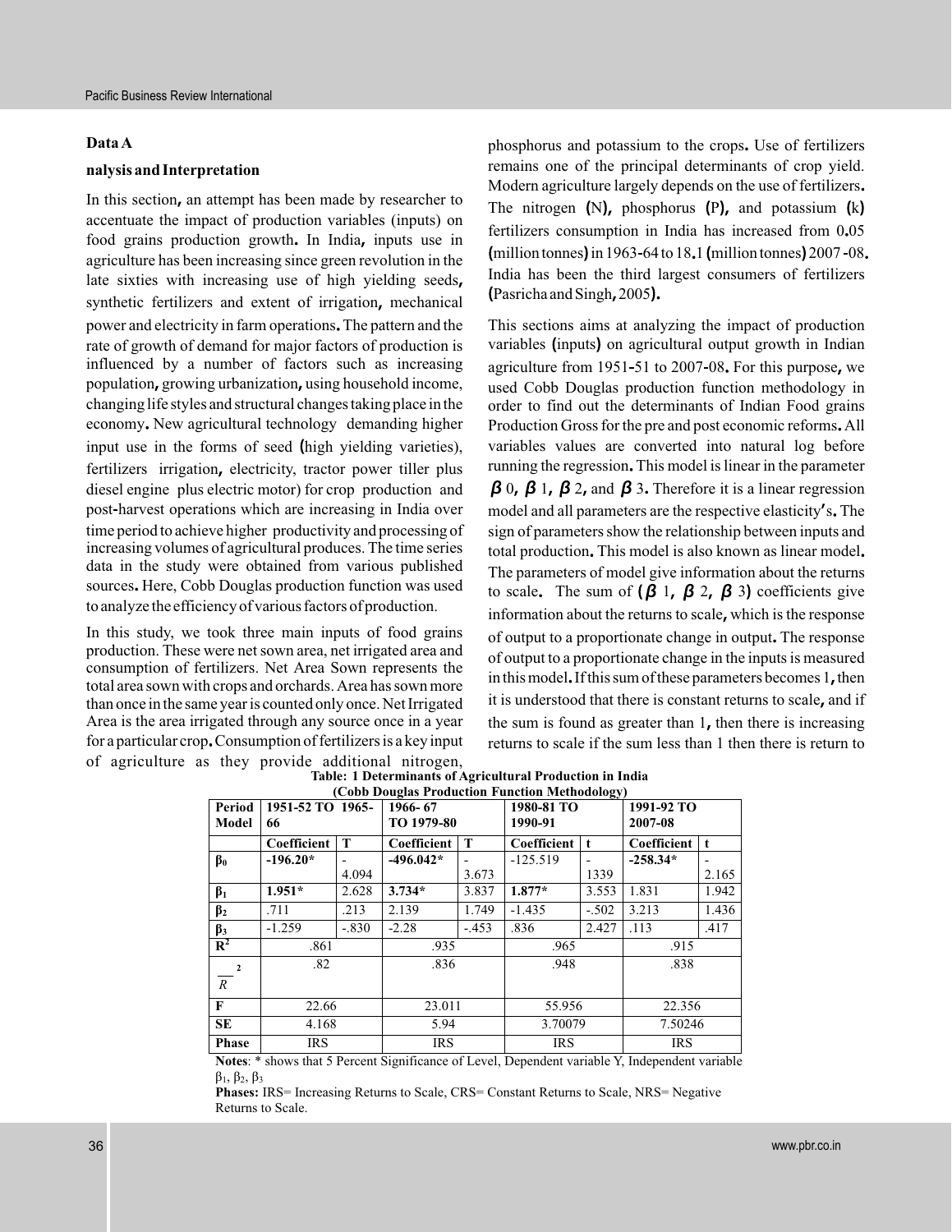**Data A**

**nalysis and Interpretation**

In this section, an attempt has been made by researcher to accentuate the impact of production variables (inputs) on food grains production growth. In India, inputs use in agriculture has been increasing since green revolution in the late sixties with increasing use of high yielding seeds, synthetic fertilizers and extent of irrigation, mechanical power and electricity in farm operations. The pattern and the rate of growth of demand for major factors of production is influenced by a number of factors such as increasing population, growing urbanization, using household income, changing life styles and structural changes taking place in the economy. New agricultural technology demanding higher input use in the forms of seed (high yielding varieties), fertilizers irrigation, electricity, tractor power tiller plus diesel engine plus electric motor) for crop production and post-harvest operations which are increasing in India over time period to achieve higher productivity and processing of increasing volumes of agricultural produces. The time series data in the study were obtained from various published sources. Here, Cobb Douglas production function was used to analyze the efficiency of various factors of production.

In this study, we took three main inputs of food grains production. These were net sown area, net irrigated area and consumption of fertilizers. Net Area Sown represents the total area sown with crops and orchards. Area has sown more than once in the same year is counted only once. Net Irrigated Area is the area irrigated through any source once in a year for a particular crop. Consumption of fertilizers is a key input of agriculture as they provide additional nitrogen, phosphorus and potassium to the crops. Use of fertilizers remains one of the principal determinants of crop yield. Modern agriculture largely depends on the use of fertilizers. The nitrogen (N), phosphorus (P), and potassium (k) fertilizers consumption in India has increased from 0.05 (million tonnes) in 1963-64 to 18.1 (million tonnes) 2007 -08. India has been the third largest consumers of fertilizers (Pasricha and Singh, 2005).

This sections aims at analyzing the impact of production variables (inputs) on agricultural output growth in Indian agriculture from 1951-51 to 2007-08. For this purpose, we used Cobb Douglas production function methodology in order to find out the determinants of Indian Food grains Production Gross for the pre and post economic reforms. All variables values are converted into natural log before running the regression. This model is linear in the parameter $\beta_0$, $\beta_1$, $\beta_2$, and $\beta_3$. Therefore it is a linear regression model and all parameters are the respective elasticity's. The sign of parameters show the relationship between inputs and total production. This model is also known as linear model. The parameters of model give information about the returns to scale. The sum of ($\beta_1$, $\beta_2$, $\beta_3$) coefficients give information about the returns to scale, which is the response of output to a proportionate change in output. The response of output to a proportionate change in the inputs is measured in this model. If this sum of these parameters becomes 1, then it is understood that there is constant returns to scale, and if the sum is found as greater than 1, then there is increasing returns to scale if the sum less than 1 then there is return to

**Table: 1 Determinants of Agricultural Production in India (Cobb Douglas Production Function Methodology)**

| Period Model | 1951-52 TO 1965-66 | | 1966-67 TO 1979-80 | | 1980-81 TO 1990-91 | | 1991-92 TO 2007-08 | |
|---|---|---|---|---|---|---|---|---|
| | Coefficient | T | Coefficient | T | Coefficient | t | Coefficient | t |
| $\beta_0$ | **-196.20*** | -4.094 | **-496.042*** | -3.673 | -125.519 | -1339 | **-258.34*** | -2.165 |
| $\beta_1$ | **1.951*** | 2.628 | **3.734*** | 3.837 | **1.877*** | 3.553 | 1.831 | 1.942 |
| $\beta_2$ | .711 | .213 | 2.139 | 1.749 | -1.435 | -.502 | 3.213 | 1.436 |
| $\beta_3$ | -1.259 | -.830 | -2.28 | -.453 | .836 | 2.427 | .113 | .417 |
| $R^2$ | .861 | | .935 | | .965 | | .915 | |
| $\bar{R}^2$ | .82 | | .836 | | .948 | | .838 | |
| F | 22.66 | | 23.011 | | 55.956 | | 22.356 | |
| SE | 4.168 | | 5.94 | | 3.70079 | | 7.50246 | |
| Phase | IRS | | IRS | | IRS | | IRS | |

**Notes**: * shows that 5 Percent Significance of Level, Dependent variable Y, Independent variable $\beta_1$, $\beta_2$, $\beta_3$

**Phases:** IRS= Increasing Returns to Scale, CRS= Constant Returns to Scale, NRS= Negative Returns to Scale.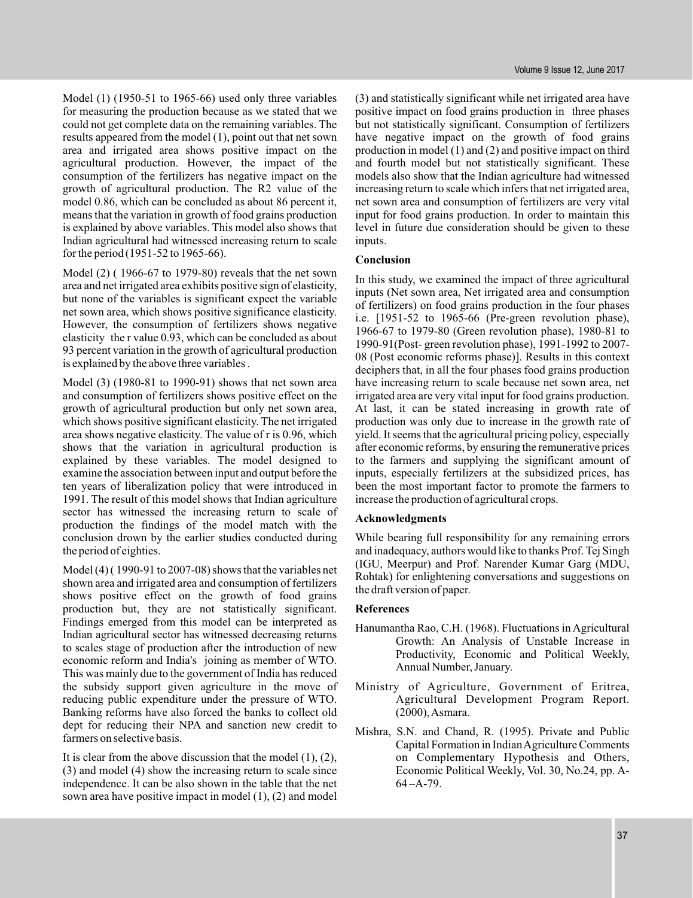Model (1) (1950-51 to 1965-66) used only three variables for measuring the production because as we stated that we could not get complete data on the remaining variables. The results appeared from the model (1), point out that net sown area and irrigated area shows positive impact on the agricultural production. However, the impact of the consumption of the fertilizers has negative impact on the growth of agricultural production. The R2 value of the model 0.86, which can be concluded as about 86 percent it, means that the variation in growth of food grains production is explained by above variables. This model also shows that Indian agricultural had witnessed increasing return to scale for the period (1951-52 to 1965-66).

Model (2) ( 1966-67 to 1979-80) reveals that the net sown area and net irrigated area exhibits positive sign of elasticity, but none of the variables is significant expect the variable net sown area, which shows positive significance elasticity. However, the consumption of fertilizers shows negative elasticity  the r value 0.93, which can be concluded as about 93 percent variation in the growth of agricultural production is explained by the above three variables .

Model (3) (1980-81 to 1990-91) shows that net sown area and consumption of fertilizers shows positive effect on the growth of agricultural production but only net sown area, which shows positive significant elasticity. The net irrigated area shows negative elasticity. The value of r is 0.96, which shows that the variation in agricultural production is explained by these variables. The model designed to examine the association between input and output before the ten years of liberalization policy that were introduced in 1991. The result of this model shows that Indian agriculture sector has witnessed the increasing return to scale of production the findings of the model match with the conclusion drown by the earlier studies conducted during the period of eighties.

Model (4) ( 1990-91 to 2007-08) shows that the variables net shown area and irrigated area and consumption of fertilizers shows positive effect on the growth of food grains production but, they are not statistically significant. Findings emerged from this model can be interpreted as Indian agricultural sector has witnessed decreasing returns to scales stage of production after the introduction of new economic reform and India's  joining as member of WTO. This was mainly due to the government of India has reduced the subsidy support given agriculture in the move of reducing public expenditure under the pressure of WTO. Banking reforms have also forced the banks to collect old dept for reducing their NPA and sanction new credit to farmers on selective basis.

It is clear from the above discussion that the model (1), (2), (3) and model (4) show the increasing return to scale since independence. It can be also shown in the table that the net sown area have positive impact in model (1), (2) and model (3) and statistically significant while net irrigated area have positive impact on food grains production in  three phases but not statistically significant. Consumption of fertilizers have negative impact on the growth of food grains production in model (1) and (2) and positive impact on third and fourth model but not statistically significant. These models also show that the Indian agriculture had witnessed increasing return to scale which infers that net irrigated area, net sown area and consumption of fertilizers are very vital input for food grains production. In order to maintain this level in future due consideration should be given to these inputs.

## Conclusion

In this study, we examined the impact of three agricultural inputs (Net sown area, Net irrigated area and consumption of fertilizers) on food grains production in the four phases i.e. [1951-52 to 1965-66 (Pre-green revolution phase), 1966-67 to 1979-80 (Green revolution phase), 1980-81 to 1990-91(Post- green revolution phase), 1991-1992 to 2007-08 (Post economic reforms phase)]. Results in this context deciphers that, in all the four phases food grains production have increasing return to scale because net sown area, net irrigated area are very vital input for food grains production. At last, it can be stated increasing in growth rate of production was only due to increase in the growth rate of yield. It seems that the agricultural pricing policy, especially after economic reforms, by ensuring the remunerative prices to the farmers and supplying the significant amount of inputs, especially fertilizers at the subsidized prices, has been the most important factor to promote the farmers to increase the production of agricultural crops.

## Acknowledgments

While bearing full responsibility for any remaining errors and inadequacy, authors would like to thanks Prof. Tej Singh (IGU, Meerpur) and Prof. Narender Kumar Garg (MDU, Rohtak) for enlightening conversations and suggestions on the draft version of paper.

## References

Hanumantha Rao, C.H. (1968). Fluctuations in Agricultural Growth: An Analysis of Unstable Increase in Productivity, Economic and Political Weekly, Annual Number, January.

Ministry of Agriculture, Government of Eritrea, Agricultural Development Program Report. (2000), Asmara.

Mishra, S.N. and Chand, R. (1995). Private and Public Capital Formation in Indian Agriculture Comments on Complementary Hypothesis and Others, Economic Political Weekly, Vol. 30, No.24, pp. A-64 –A-79.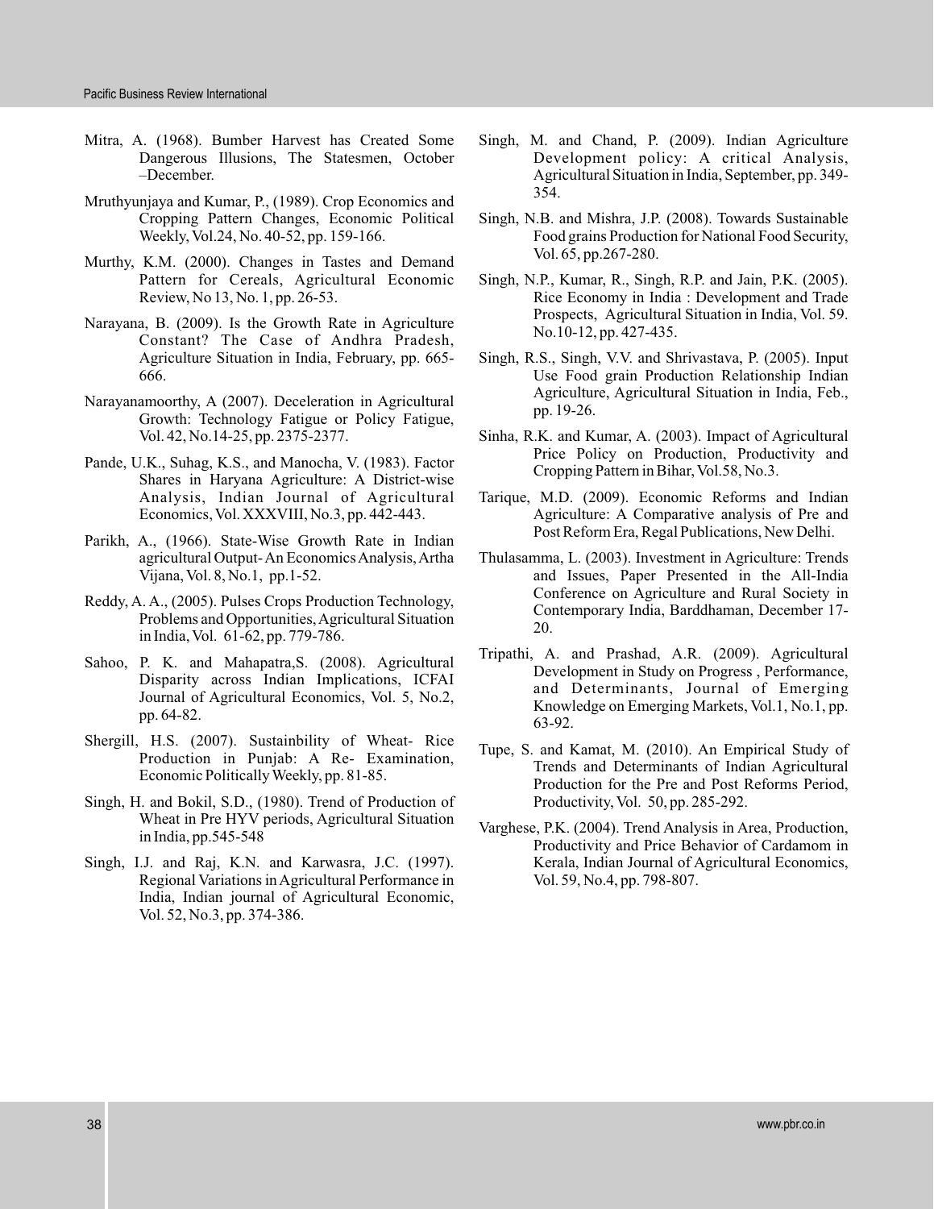Mitra, A. (1968). Bumber Harvest has Created Some Dangerous Illusions, The Statesmen, October –December.

Mruthyunjaya and Kumar, P., (1989). Crop Economics and Cropping Pattern Changes, Economic Political Weekly, Vol.24, No. 40-52, pp. 159-166.

Murthy, K.M. (2000). Changes in Tastes and Demand Pattern for Cereals, Agricultural Economic Review, No 13, No. 1, pp. 26-53.

Narayana, B. (2009). Is the Growth Rate in Agriculture Constant? The Case of Andhra Pradesh, Agriculture Situation in India, February, pp. 665-666.

Narayanamoorthy, A (2007). Deceleration in Agricultural Growth: Technology Fatigue or Policy Fatigue, Vol. 42, No.14-25, pp. 2375-2377.

Pande, U.K., Suhag, K.S., and Manocha, V. (1983). Factor Shares in Haryana Agriculture: A District-wise Analysis, Indian Journal of Agricultural Economics, Vol. XXXVIII, No.3, pp. 442-443.

Parikh, A., (1966). State-Wise Growth Rate in Indian agricultural Output- An Economics Analysis, Artha Vijana, Vol. 8, No.1, pp.1-52.

Reddy, A. A., (2005). Pulses Crops Production Technology, Problems and Opportunities, Agricultural Situation in India, Vol. 61-62, pp. 779-786.

Sahoo, P. K. and Mahapatra,S. (2008). Agricultural Disparity across Indian Implications, ICFAI Journal of Agricultural Economics, Vol. 5, No.2, pp. 64-82.

Shergill, H.S. (2007). Sustainbility of Wheat- Rice Production in Punjab: A Re- Examination, Economic Politically Weekly, pp. 81-85.

Singh, H. and Bokil, S.D., (1980). Trend of Production of Wheat in Pre HYV periods, Agricultural Situation in India, pp.545-548

Singh, I.J. and Raj, K.N. and Karwasra, J.C. (1997). Regional Variations in Agricultural Performance in India, Indian journal of Agricultural Economic, Vol. 52, No.3, pp. 374-386.

Singh, M. and Chand, P. (2009). Indian Agriculture Development policy: A critical Analysis, Agricultural Situation in India, September, pp. 349-354.

Singh, N.B. and Mishra, J.P. (2008). Towards Sustainable Food grains Production for National Food Security, Vol. 65, pp.267-280.

Singh, N.P., Kumar, R., Singh, R.P. and Jain, P.K. (2005). Rice Economy in India : Development and Trade Prospects, Agricultural Situation in India, Vol. 59. No.10-12, pp. 427-435.

Singh, R.S., Singh, V.V. and Shrivastava, P. (2005). Input Use Food grain Production Relationship Indian Agriculture, Agricultural Situation in India, Feb., pp. 19-26.

Sinha, R.K. and Kumar, A. (2003). Impact of Agricultural Price Policy on Production, Productivity and Cropping Pattern in Bihar, Vol.58, No.3.

Tarique, M.D. (2009). Economic Reforms and Indian Agriculture: A Comparative analysis of Pre and Post Reform Era, Regal Publications, New Delhi.

Thulasamma, L. (2003). Investment in Agriculture: Trends and Issues, Paper Presented in the All-India Conference on Agriculture and Rural Society in Contemporary India, Barddhaman, December 17-20.

Tripathi, A. and Prashad, A.R. (2009). Agricultural Development in Study on Progress , Performance, and Determinants, Journal of Emerging Knowledge on Emerging Markets, Vol.1, No.1, pp. 63-92.

Tupe, S. and Kamat, M. (2010). An Empirical Study of Trends and Determinants of Indian Agricultural Production for the Pre and Post Reforms Period, Productivity, Vol. 50, pp. 285-292.

Varghese, P.K. (2004). Trend Analysis in Area, Production, Productivity and Price Behavior of Cardamom in Kerala, Indian Journal of Agricultural Economics, Vol. 59, No.4, pp. 798-807.